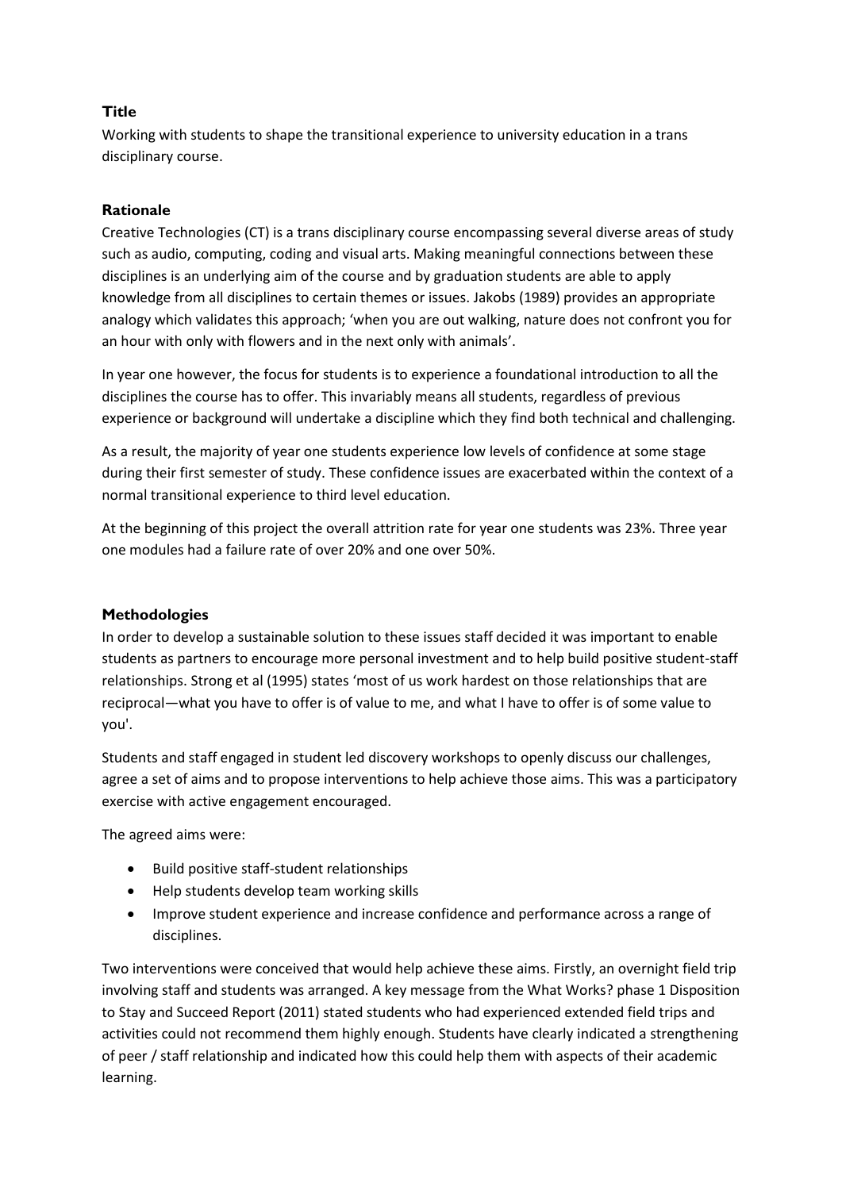## Title

Working with students to shape the transitional experience to university education in a trans disciplinary course.

## Rationale

Creative Technologies (CT) is a trans disciplinary course encompassing several diverse areas of study such as audio, computing, coding and visual arts. Making meaningful connections between these disciplines is an underlying aim of the course and by graduation students are able to apply knowledge from all disciplines to certain themes or issues. Jakobs (1989) provides an appropriate analogy which validates this approach; 'when you are out walking, nature does not confront you for an hour with only with flowers and in the next only with animals'.

In year one however, the focus for students is to experience a foundational introduction to all the disciplines the course has to offer. This invariably means all students, regardless of previous experience or background will undertake a discipline which they find both technical and challenging.

As a result, the majority of year one students experience low levels of confidence at some stage during their first semester of study. These confidence issues are exacerbated within the context of a normal transitional experience to third level education.

At the beginning of this project the overall attrition rate for year one students was 23%. Three year one modules had a failure rate of over 20% and one over 50%.

## Methodologies

In order to develop a sustainable solution to these issues staff decided it was important to enable students as partners to encourage more personal investment and to help build positive student-staff relationships. Strong et al (1995) states 'most of us work hardest on those relationships that are reciprocal—what you have to offer is of value to me, and what I have to offer is of some value to you'.

Students and staff engaged in student led discovery workshops to openly discuss our challenges, agree a set of aims and to propose interventions to help achieve those aims. This was a participatory exercise with active engagement encouraged.

The agreed aims were:

- Build positive staff-student relationships
- Help students develop team working skills
- Improve student experience and increase confidence and performance across a range of disciplines.

Two interventions were conceived that would help achieve these aims. Firstly, an overnight field trip involving staff and students was arranged. A key message from the What Works? phase 1 Disposition to Stay and Succeed Report (2011) stated students who had experienced extended field trips and activities could not recommend them highly enough. Students have clearly indicated a strengthening of peer / staff relationship and indicated how this could help them with aspects of their academic learning.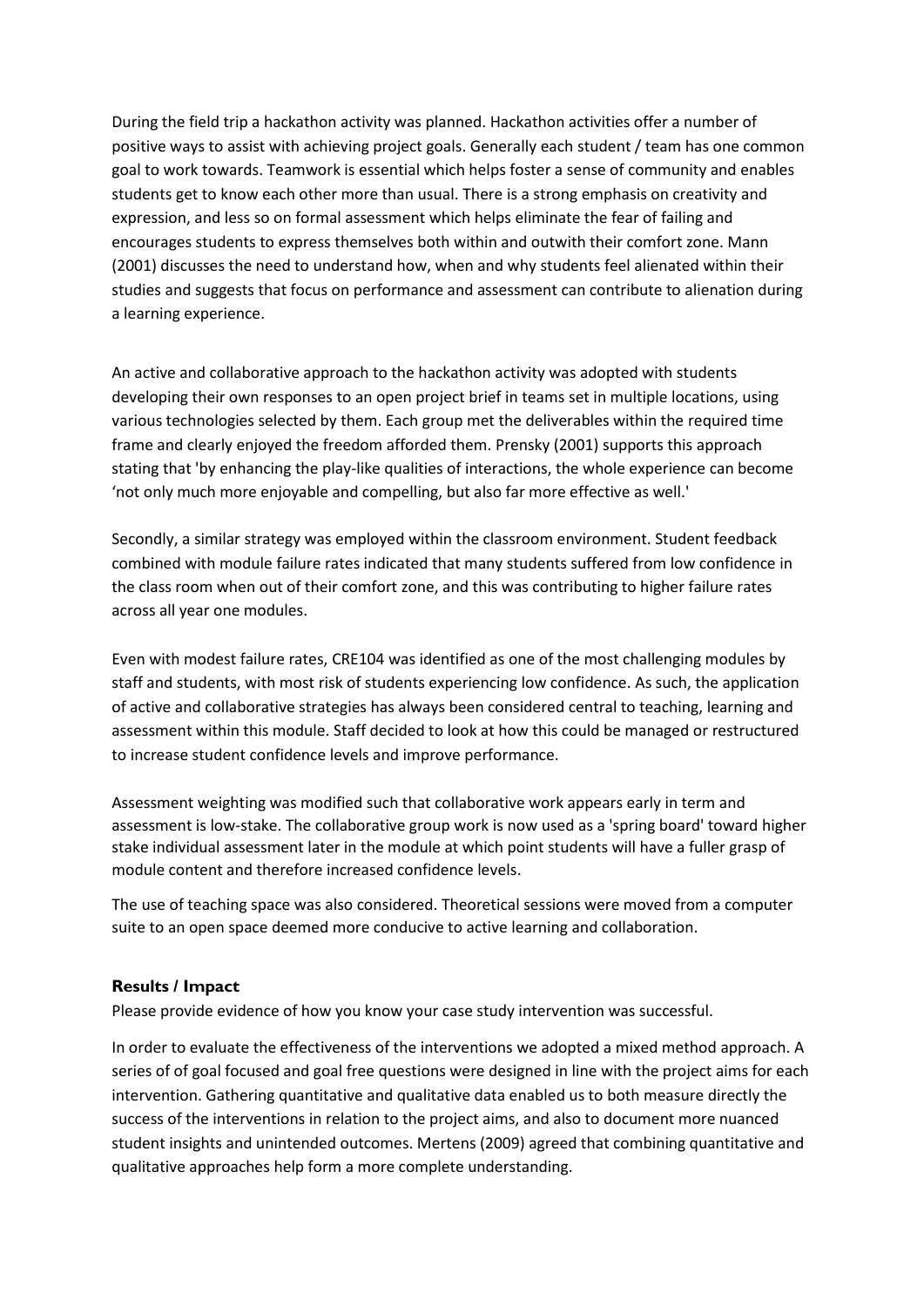During the field trip a hackathon activity was planned. Hackathon activities offer a number of positive ways to assist with achieving project goals. Generally each student / team has one common goal to work towards. Teamwork is essential which helps foster a sense of community and enables students get to know each other more than usual. There is a strong emphasis on creativity and expression, and less so on formal assessment which helps eliminate the fear of failing and encourages students to express themselves both within and outwith their comfort zone. Mann (2001) discusses the need to understand how, when and why students feel alienated within their studies and suggests that focus on performance and assessment can contribute to alienation during a learning experience.

An active and collaborative approach to the hackathon activity was adopted with students developing their own responses to an open project brief in teams set in multiple locations, using various technologies selected by them. Each group met the deliverables within the required time frame and clearly enjoyed the freedom afforded them. Prensky (2001) supports this approach stating that 'by enhancing the play-like qualities of interactions, the whole experience can become 'not only much more enjoyable and compelling, but also far more effective as well.'

Secondly, a similar strategy was employed within the classroom environment. Student feedback combined with module failure rates indicated that many students suffered from low confidence in the class room when out of their comfort zone, and this was contributing to higher failure rates across all year one modules.

Even with modest failure rates, CRE104 was identified as one of the most challenging modules by staff and students, with most risk of students experiencing low confidence. As such, the application of active and collaborative strategies has always been considered central to teaching, learning and assessment within this module. Staff decided to look at how this could be managed or restructured to increase student confidence levels and improve performance.

Assessment weighting was modified such that collaborative work appears early in term and assessment is low-stake. The collaborative group work is now used as a 'spring board' toward higher stake individual assessment later in the module at which point students will have a fuller grasp of module content and therefore increased confidence levels.

The use of teaching space was also considered. Theoretical sessions were moved from a computer suite to an open space deemed more conducive to active learning and collaboration.

**Results / Impact**

Please provide evidence of how you know your case study intervention was successful.

In order to evaluate the effectiveness of the interventions we adopted a mixed method approach. A series of of goal focused and goal free questions were designed in line with the project aims for each intervention. Gathering quantitative and qualitative data enabled us to both measure directly the success of the interventions in relation to the project aims, and also to document more nuanced student insights and unintended outcomes. Mertens (2009) agreed that combining quantitative and qualitative approaches help form a more complete understanding.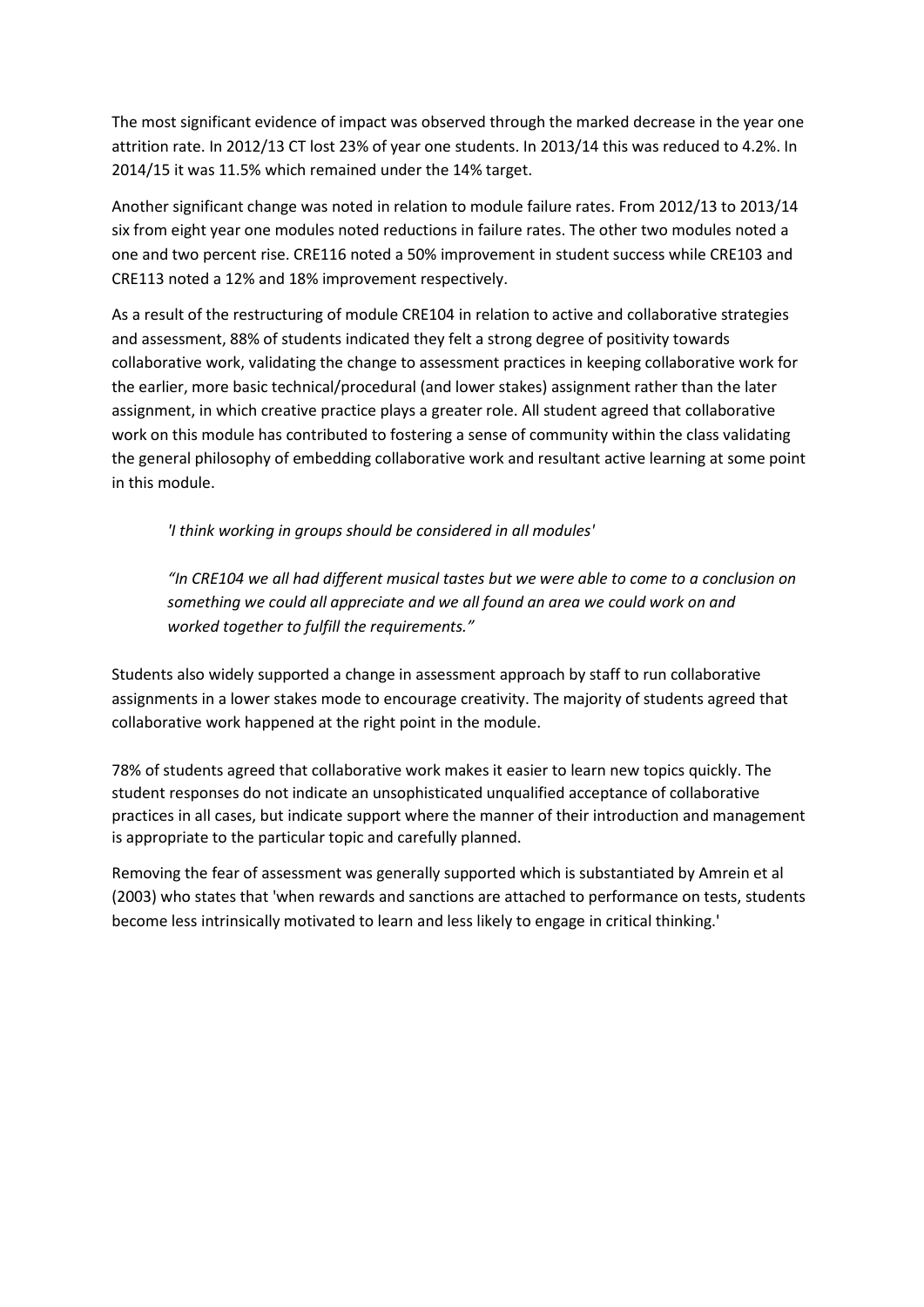The most significant evidence of impact was observed through the marked decrease in the year one attrition rate. In 2012/13 CT lost 23% of year one students. In 2013/14 this was reduced to 4.2%. In 2014/15 it was 11.5% which remained under the 14% target.

Another significant change was noted in relation to module failure rates. From 2012/13 to 2013/14 six from eight year one modules noted reductions in failure rates. The other two modules noted a one and two percent rise. CRE116 noted a 50% improvement in student success while CRE103 and CRE113 noted a 12% and 18% improvement respectively.

As a result of the restructuring of module CRE104 in relation to active and collaborative strategies and assessment, 88% of students indicated they felt a strong degree of positivity towards collaborative work, validating the change to assessment practices in keeping collaborative work for the earlier, more basic technical/procedural (and lower stakes) assignment rather than the later assignment, in which creative practice plays a greater role. All student agreed that collaborative work on this module has contributed to fostering a sense of community within the class validating the general philosophy of embedding collaborative work and resultant active learning at some point in this module.

> *'I think working in groups should be considered in all modules'*
>
> *"In CRE104 we all had different musical tastes but we were able to come to a conclusion on something we could all appreciate and we all found an area we could work on and worked together to fulfill the requirements."*

Students also widely supported a change in assessment approach by staff to run collaborative assignments in a lower stakes mode to encourage creativity. The majority of students agreed that collaborative work happened at the right point in the module.

78% of students agreed that collaborative work makes it easier to learn new topics quickly. The student responses do not indicate an unsophisticated unqualified acceptance of collaborative practices in all cases, but indicate support where the manner of their introduction and management is appropriate to the particular topic and carefully planned.

Removing the fear of assessment was generally supported which is substantiated by Amrein et al (2003) who states that 'when rewards and sanctions are attached to performance on tests, students become less intrinsically motivated to learn and less likely to engage in critical thinking.'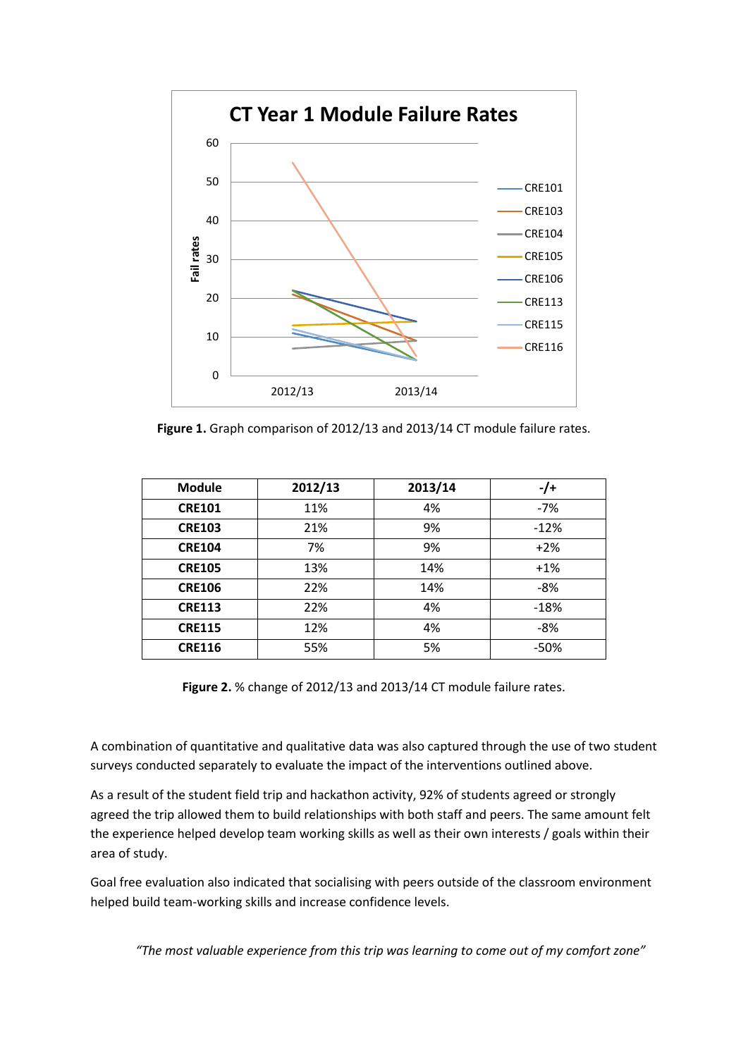**Figure 1.** Graph comparison of 2012/13 and 2013/14 CT module failure rates.

| Module | 2012/13 | 2013/14 | -/+ |
|---|---|---|---|
| **CRE101** | 11% | 4% | -7% |
| **CRE103** | 21% | 9% | -12% |
| **CRE104** | 7% | 9% | +2% |
| **CRE105** | 13% | 14% | +1% |
| **CRE106** | 22% | 14% | -8% |
| **CRE113** | 22% | 4% | -18% |
| **CRE115** | 12% | 4% | -8% |
| **CRE116** | 55% | 5% | -50% |

**Figure 2.** % change of 2012/13 and 2013/14 CT module failure rates.

A combination of quantitative and qualitative data was also captured through the use of two student surveys conducted separately to evaluate the impact of the interventions outlined above.

As a result of the student field trip and hackathon activity, 92% of students agreed or strongly agreed the trip allowed them to build relationships with both staff and peers. The same amount felt the experience helped develop team working skills as well as their own interests / goals within their area of study.

Goal free evaluation also indicated that socialising with peers outside of the classroom environment helped build team-working skills and increase confidence levels.

*"The most valuable experience from this trip was learning to come out of my comfort zone"*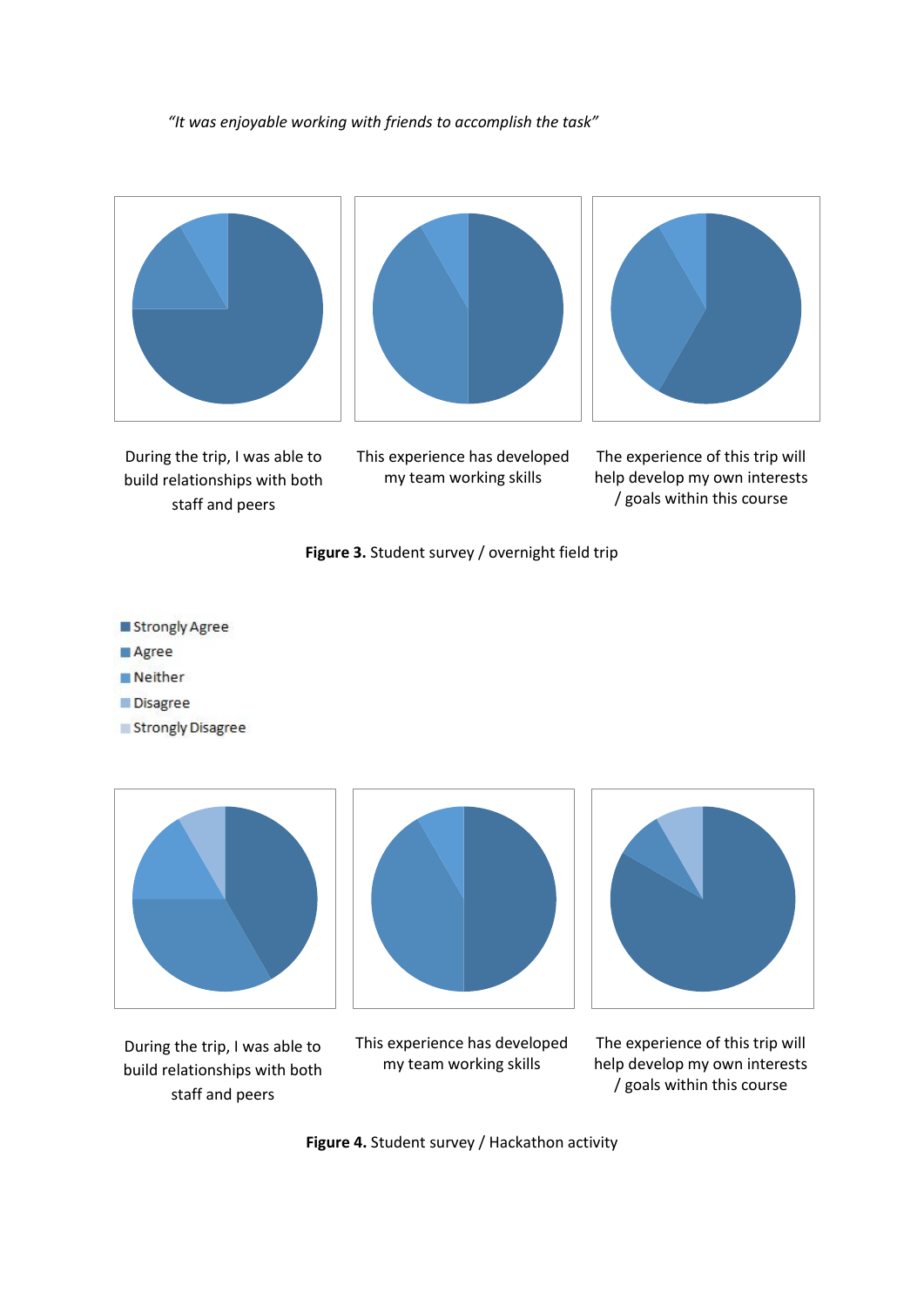*"It was enjoyable working with friends to accomplish the task"*

During the trip, I was able to build relationships with both staff and peers

This experience has developed my team working skills

The experience of this trip will help develop my own interests / goals within this course

**Figure 3.** Student survey / overnight field trip

- Strongly Agree
- Agree
- Neither
- Disagree
- Strongly Disagree

During the trip, I was able to build relationships with both staff and peers

This experience has developed my team working skills

The experience of this trip will help develop my own interests / goals within this course

**Figure 4.** Student survey / Hackathon activity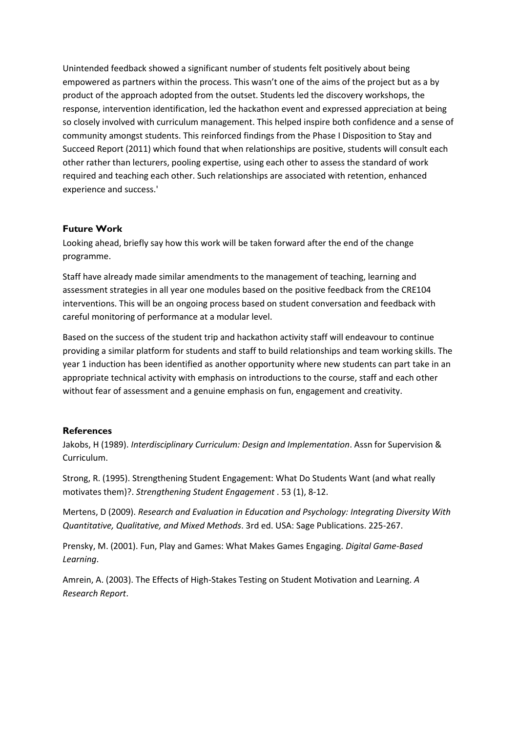Unintended feedback showed a significant number of students felt positively about being empowered as partners within the process. This wasn't one of the aims of the project but as a by product of the approach adopted from the outset. Students led the discovery workshops, the response, intervention identification, led the hackathon event and expressed appreciation at being so closely involved with curriculum management. This helped inspire both confidence and a sense of community amongst students. This reinforced findings from the Phase I Disposition to Stay and Succeed Report (2011) which found that when relationships are positive, students will consult each other rather than lecturers, pooling expertise, using each other to assess the standard of work required and teaching each other. Such relationships are associated with retention, enhanced experience and success.'

### Future Work

Looking ahead, briefly say how this work will be taken forward after the end of the change programme.

Staff have already made similar amendments to the management of teaching, learning and assessment strategies in all year one modules based on the positive feedback from the CRE104 interventions. This will be an ongoing process based on student conversation and feedback with careful monitoring of performance at a modular level.

Based on the success of the student trip and hackathon activity staff will endeavour to continue providing a similar platform for students and staff to build relationships and team working skills. The year 1 induction has been identified as another opportunity where new students can part take in an appropriate technical activity with emphasis on introductions to the course, staff and each other without fear of assessment and a genuine emphasis on fun, engagement and creativity.

### References

Jakobs, H (1989). *Interdisciplinary Curriculum: Design and Implementation*. Assn for Supervision & Curriculum.

Strong, R. (1995). Strengthening Student Engagement: What Do Students Want (and what really motivates them)?. *Strengthening Student Engagement* . 53 (1), 8-12.

Mertens, D (2009). *Research and Evaluation in Education and Psychology: Integrating Diversity With Quantitative, Qualitative, and Mixed Methods*. 3rd ed. USA: Sage Publications. 225-267.

Prensky, M. (2001). Fun, Play and Games: What Makes Games Engaging. *Digital Game-Based Learning*.

Amrein, A. (2003). The Effects of High-Stakes Testing on Student Motivation and Learning. *A Research Report*.